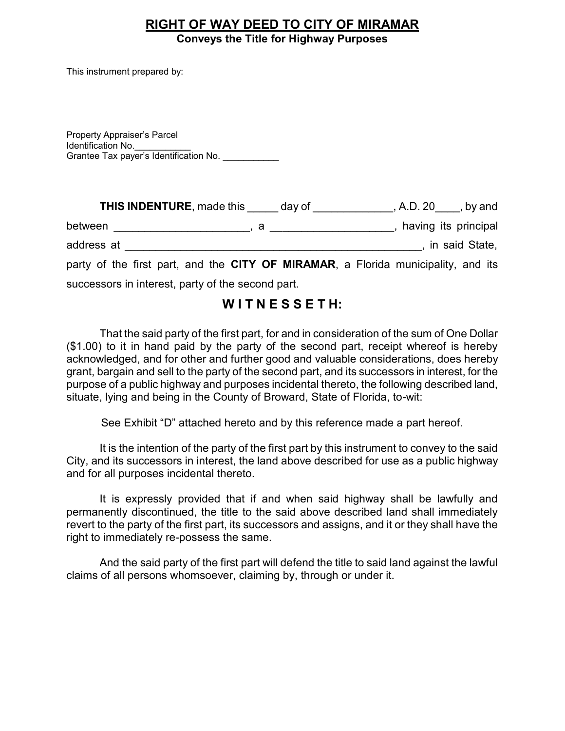# RIGHT OF WAY DEED TO CITY OF MIRAMAR

**Conveys the Title for Highway Purposes**

This instrument prepared by:

Property Appraiser's Parcel
Identification No.___________
Grantee Tax payer's Identification No. ___________

**THIS INDENTURE**, made this _____ day of _____________, A.D. 20____, by and between ______________________, a ____________________, having its principal address at ________________________________________________, in said State, party of the first part, and the **CITY OF MIRAMAR**, a Florida municipality, and its successors in interest, party of the second part.

## W I T N E S S E T H:

That the said party of the first part, for and in consideration of the sum of One Dollar ($1.00) to it in hand paid by the party of the second part, receipt whereof is hereby acknowledged, and for other and further good and valuable considerations, does hereby grant, bargain and sell to the party of the second part, and its successors in interest, for the purpose of a public highway and purposes incidental thereto, the following described land, situate, lying and being in the County of Broward, State of Florida, to-wit:

See Exhibit "D" attached hereto and by this reference made a part hereof.

It is the intention of the party of the first part by this instrument to convey to the said City, and its successors in interest, the land above described for use as a public highway and for all purposes incidental thereto.

It is expressly provided that if and when said highway shall be lawfully and permanently discontinued, the title to the said above described land shall immediately revert to the party of the first part, its successors and assigns, and it or they shall have the right to immediately re-possess the same.

And the said party of the first part will defend the title to said land against the lawful claims of all persons whomsoever, claiming by, through or under it.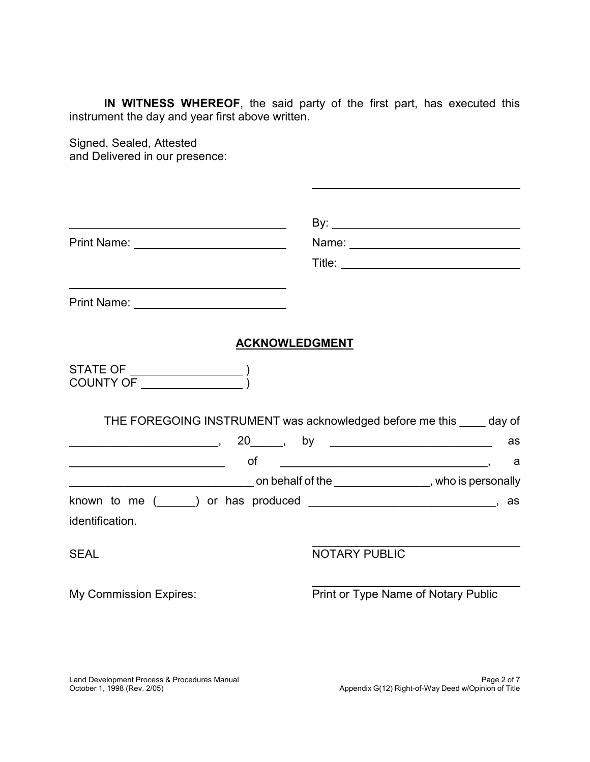**IN WITNESS WHEREOF**, the said party of the first part, has executed this instrument the day and year first above written.

Signed, Sealed, Attested
and Delivered in our presence:

______________________________

______________________________ By: ______________________________

Print Name: ______________________ Name: ______________________________

Title: ______________________________

______________________________

Print Name: ______________________

## ACKNOWLEDGMENT

STATE OF ________________ )
COUNTY OF ______________ )

THE FOREGOING INSTRUMENT was acknowledged before me this ____ day of _______________________, 20_____, by _________________________ as ________________________ of _________________________________, a _____________________________ on behalf of the _______________, who is personally known to me (______) or has produced _____________________________, as identification.

SEAL ______________________________
NOTARY PUBLIC

My Commission Expires: ______________________________
Print or Type Name of Notary Public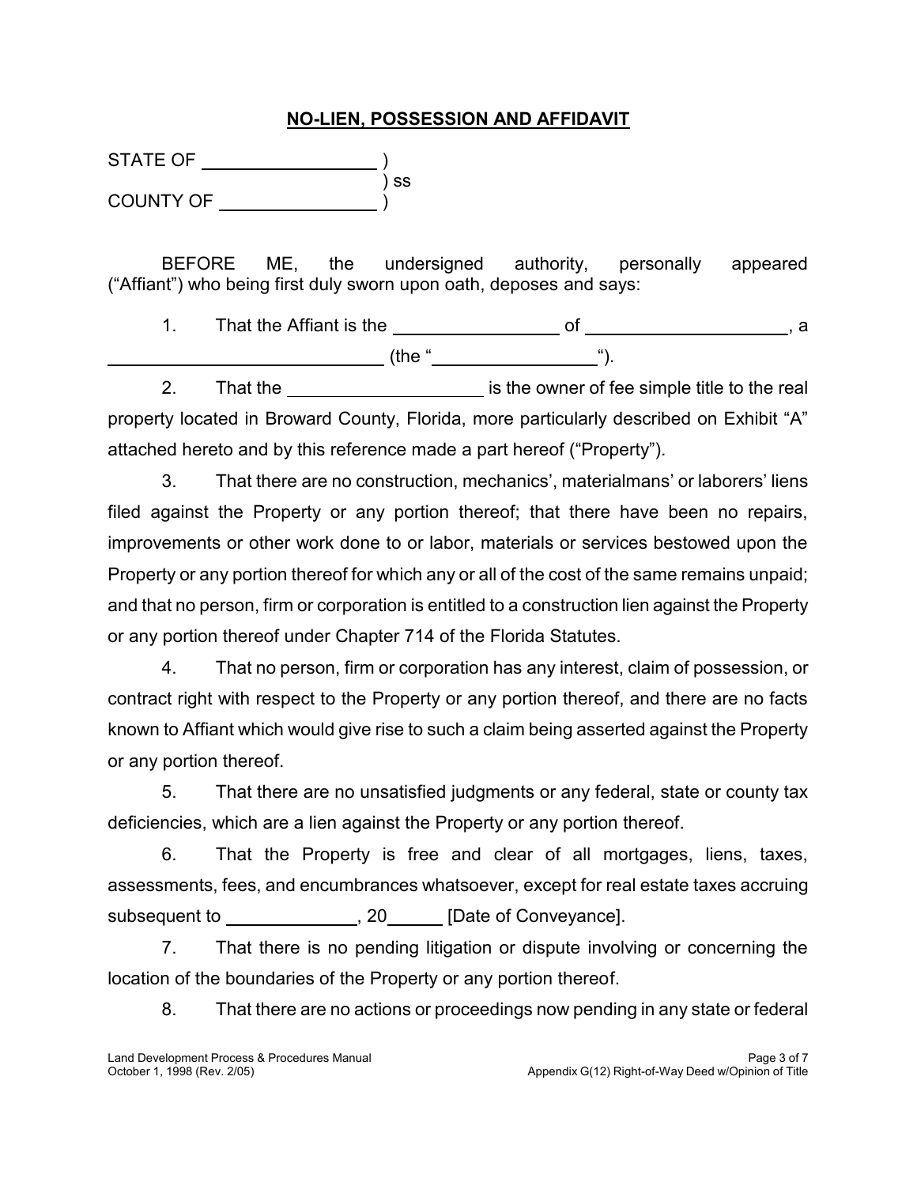## NO-LIEN, POSSESSION AND AFFIDAVIT

STATE OF __________________ )
) ss
COUNTY OF ________________ )

BEFORE ME, the undersigned authority, personally appeared ("Affiant") who being first duly sworn upon oath, deposes and says:

1. That the Affiant is the _________________ of _____________________, a ______________________________ (the "_________________").

2. That the _____________________ is the owner of fee simple title to the real property located in Broward County, Florida, more particularly described on Exhibit "A" attached hereto and by this reference made a part hereof ("Property").

3. That there are no construction, mechanics', materialmans' or laborers' liens filed against the Property or any portion thereof; that there have been no repairs, improvements or other work done to or labor, materials or services bestowed upon the Property or any portion thereof for which any or all of the cost of the same remains unpaid; and that no person, firm or corporation is entitled to a construction lien against the Property or any portion thereof under Chapter 714 of the Florida Statutes.

4. That no person, firm or corporation has any interest, claim of possession, or contract right with respect to the Property or any portion thereof, and there are no facts known to Affiant which would give rise to such a claim being asserted against the Property or any portion thereof.

5. That there are no unsatisfied judgments or any federal, state or county tax deficiencies, which are a lien against the Property or any portion thereof.

6. That the Property is free and clear of all mortgages, liens, taxes, assessments, fees, and encumbrances whatsoever, except for real estate taxes accruing subsequent to ______________, 20______ [Date of Conveyance].

7. That there is no pending litigation or dispute involving or concerning the location of the boundaries of the Property or any portion thereof.

8. That there are no actions or proceedings now pending in any state or federal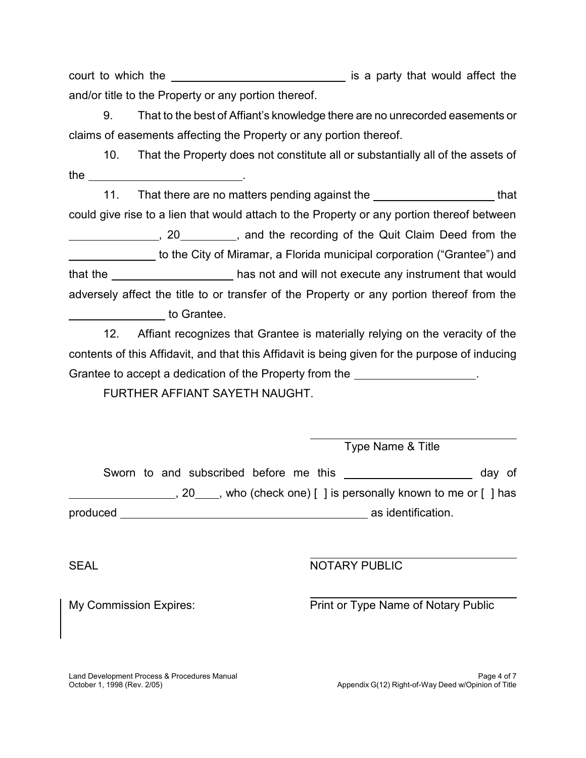court to which the ______________________________ is a party that would affect the and/or title to the Property or any portion thereof.

9. That to the best of Affiant's knowledge there are no unrecorded easements or claims of easements affecting the Property or any portion thereof.

10. That the Property does not constitute all or substantially all of the assets of the __________________________.

11. That there are no matters pending against the ____________________ that could give rise to a lien that would attach to the Property or any portion thereof between _______________, 20_________, and the recording of the Quit Claim Deed from the ______________ to the City of Miramar, a Florida municipal corporation ("Grantee") and that the ____________________ has not and will not execute any instrument that would adversely affect the title to or transfer of the Property or any portion thereof from the ________________ to Grantee.

12. Affiant recognizes that Grantee is materially relying on the veracity of the contents of this Affidavit, and that this Affidavit is being given for the purpose of inducing Grantee to accept a dedication of the Property from the ____________________.

FURTHER AFFIANT SAYETH NAUGHT.

______________________________
Type Name & Title

Sworn to and subscribed before me this ______________________ day of __________________, 20____, who (check one) [ ] is personally known to me or [ ] has produced __________________________________________ as identification.

SEAL

______________________________
NOTARY PUBLIC

My Commission Expires:

______________________________
Print or Type Name of Notary Public

Land Development Process & Procedures Manual
October 1, 1998 (Rev. 2/05)

Appendix G(12) Right-of-Way Deed w/Opinion of Title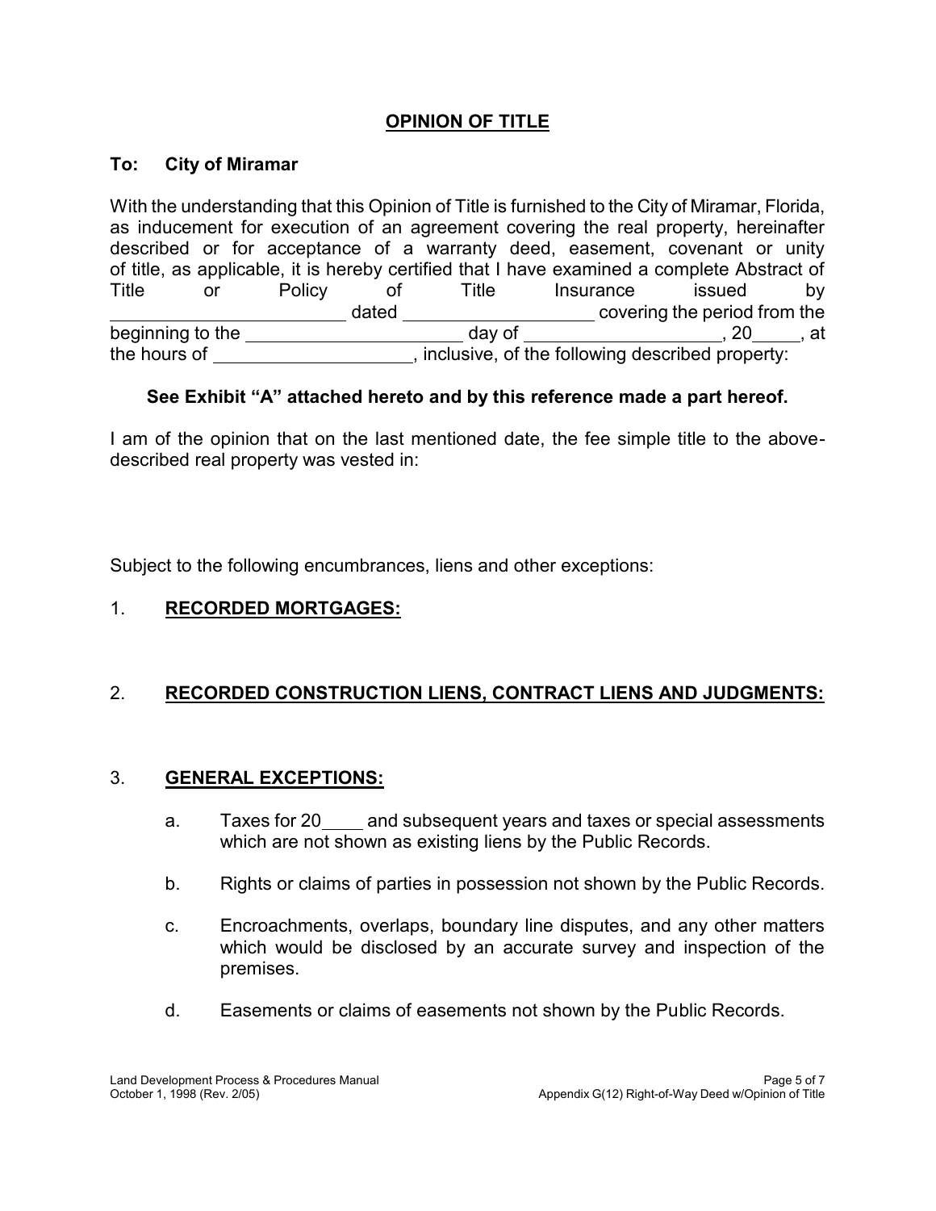# OPINION OF TITLE

**To: City of Miramar**

With the understanding that this Opinion of Title is furnished to the City of Miramar, Florida, as inducement for execution of an agreement covering the real property, hereinafter described or for acceptance of a warranty deed, easement, covenant or unity of title, as applicable, it is hereby certified that I have examined a complete Abstract of Title or Policy of Title Insurance issued by \_\_\_\_\_\_\_\_\_\_\_\_\_\_\_\_\_\_\_\_\_\_\_\_ dated \_\_\_\_\_\_\_\_\_\_\_\_\_\_\_\_\_\_\_\_ covering the period from the beginning to the \_\_\_\_\_\_\_\_\_\_\_\_\_\_\_\_\_\_\_\_\_\_\_ day of \_\_\_\_\_\_\_\_\_\_\_\_\_\_\_\_\_\_\_\_\_, 20\_\_\_\_\_, at the hours of \_\_\_\_\_\_\_\_\_\_\_\_\_\_\_\_\_\_\_\_\_\_, inclusive, of the following described property:

**See Exhibit "A" attached hereto and by this reference made a part hereof.**

I am of the opinion that on the last mentioned date, the fee simple title to the above-described real property was vested in:

Subject to the following encumbrances, liens and other exceptions:

1. **RECORDED MORTGAGES:**

2. **RECORDED CONSTRUCTION LIENS, CONTRACT LIENS AND JUDGMENTS:**

3. **GENERAL EXCEPTIONS:**

   a. Taxes for 20\_\_\_\_ and subsequent years and taxes or special assessments which are not shown as existing liens by the Public Records.

   b. Rights or claims of parties in possession not shown by the Public Records.

   c. Encroachments, overlaps, boundary line disputes, and any other matters which would be disclosed by an accurate survey and inspection of the premises.

   d. Easements or claims of easements not shown by the Public Records.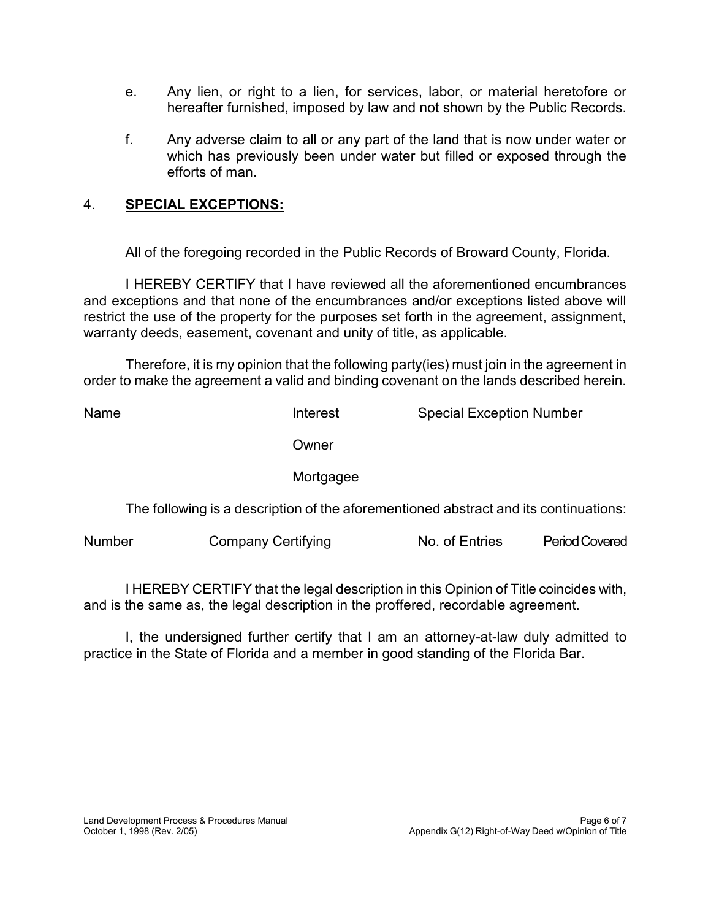e. Any lien, or right to a lien, for services, labor, or material heretofore or hereafter furnished, imposed by law and not shown by the Public Records.

f. Any adverse claim to all or any part of the land that is now under water or which has previously been under water but filled or exposed through the efforts of man.

4. **SPECIAL EXCEPTIONS:**

All of the foregoing recorded in the Public Records of Broward County, Florida.

I HEREBY CERTIFY that I have reviewed all the aforementioned encumbrances and exceptions and that none of the encumbrances and/or exceptions listed above will restrict the use of the property for the purposes set forth in the agreement, assignment, warranty deeds, easement, covenant and unity of title, as applicable.

Therefore, it is my opinion that the following party(ies) must join in the agreement in order to make the agreement a valid and binding covenant on the lands described herein.

| Name | Interest | Special Exception Number |
|---|---|---|
| | Owner | |
| | Mortgagee | |

The following is a description of the aforementioned abstract and its continuations:

| Number | Company Certifying | No. of Entries | Period Covered |
|---|---|---|---|

I HEREBY CERTIFY that the legal description in this Opinion of Title coincides with, and is the same as, the legal description in the proffered, recordable agreement.

I, the undersigned further certify that I am an attorney-at-law duly admitted to practice in the State of Florida and a member in good standing of the Florida Bar.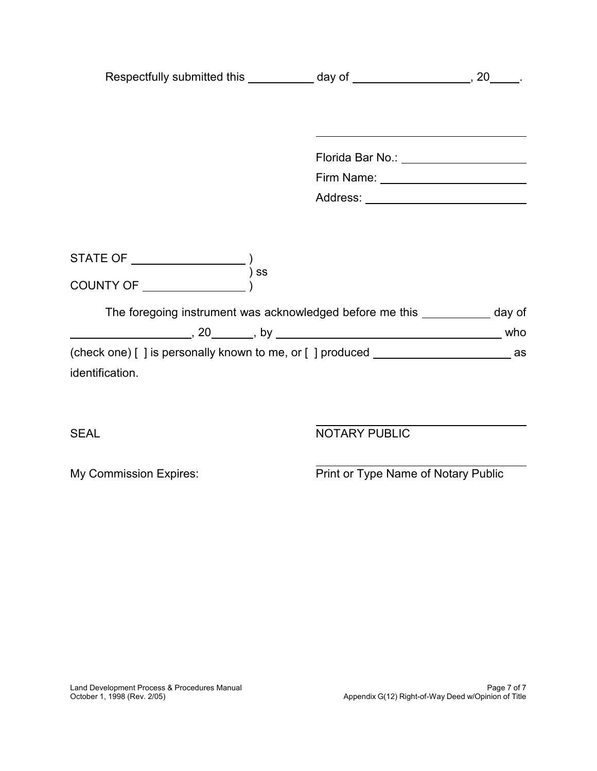Respectfully submitted this __________ day of __________________, 20____.

______________________________

Florida Bar No.: ____________________

Firm Name: ________________________

Address: __________________________

STATE OF __________________ )
) ss
COUNTY OF ________________ )

The foregoing instrument was acknowledged before me this __________ day of __________________, 20______, by ____________________________________ who (check one) [ ] is personally known to me, or [ ] produced ______________________ as identification.

SEAL

______________________________
NOTARY PUBLIC

My Commission Expires:

______________________________
Print or Type Name of Notary Public